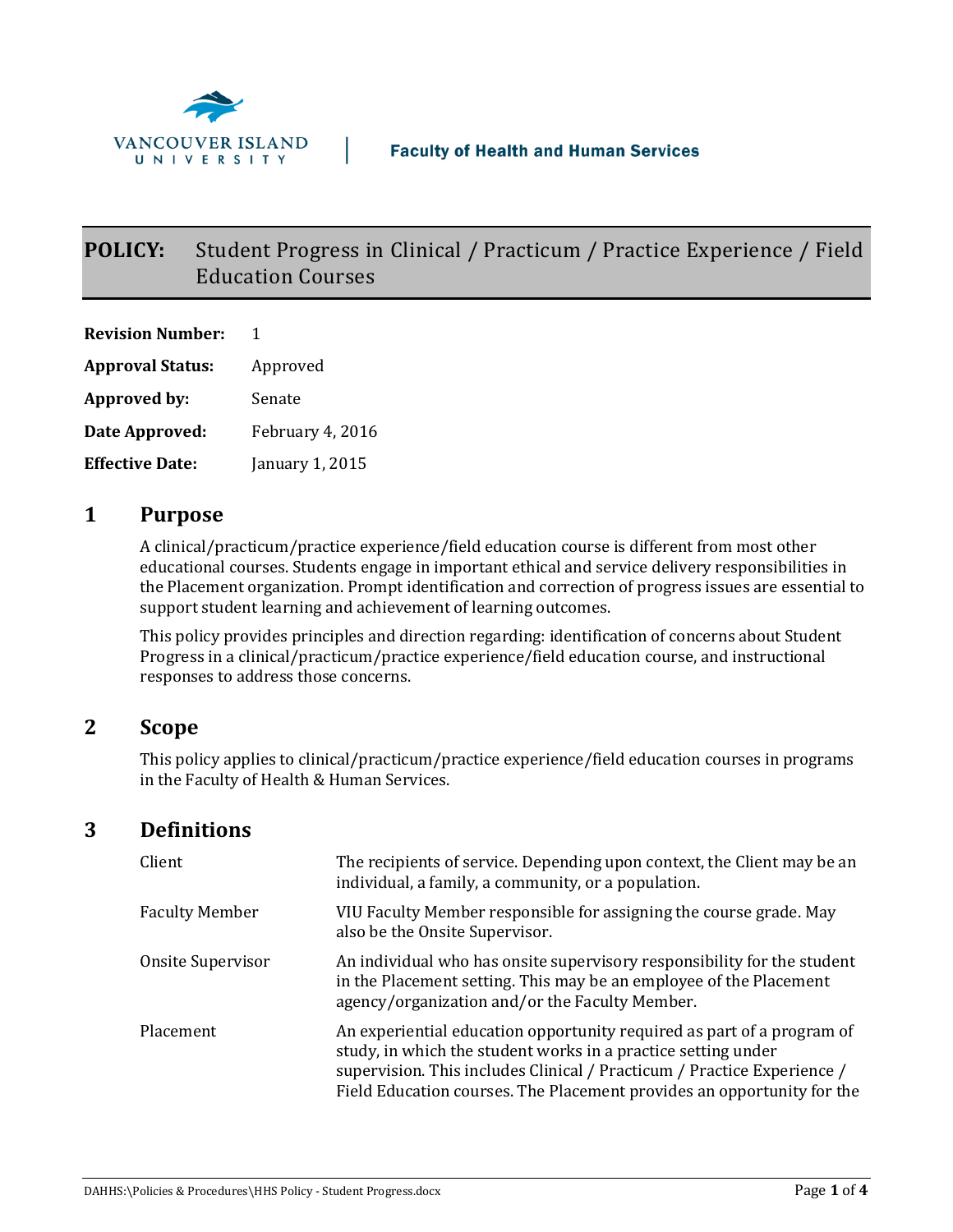VANCOUVER ISLAND UNIVERSITY | Faculty of Health and Human Services

# POLICY: Student Progress in Clinical / Practicum / Practice Experience / Field Education Courses

| | |
|---|---|
| **Revision Number:** | 1 |
| **Approval Status:** | Approved |
| **Approved by:** | Senate |
| **Date Approved:** | February 4, 2016 |
| **Effective Date:** | January 1, 2015 |

## 1 Purpose

A clinical/practicum/practice experience/field education course is different from most other educational courses. Students engage in important ethical and service delivery responsibilities in the Placement organization. Prompt identification and correction of progress issues are essential to support student learning and achievement of learning outcomes.

This policy provides principles and direction regarding: identification of concerns about Student Progress in a clinical/practicum/practice experience/field education course, and instructional responses to address those concerns.

## 2 Scope

This policy applies to clinical/practicum/practice experience/field education courses in programs in the Faculty of Health & Human Services.

## 3 Definitions

| | |
|---|---|
| Client | The recipients of service. Depending upon context, the Client may be an individual, a family, a community, or a population. |
| Faculty Member | VIU Faculty Member responsible for assigning the course grade. May also be the Onsite Supervisor. |
| Onsite Supervisor | An individual who has onsite supervisory responsibility for the student in the Placement setting. This may be an employee of the Placement agency/organization and/or the Faculty Member. |
| Placement | An experiential education opportunity required as part of a program of study, in which the student works in a practice setting under supervision. This includes Clinical / Practicum / Practice Experience / Field Education courses. The Placement provides an opportunity for the |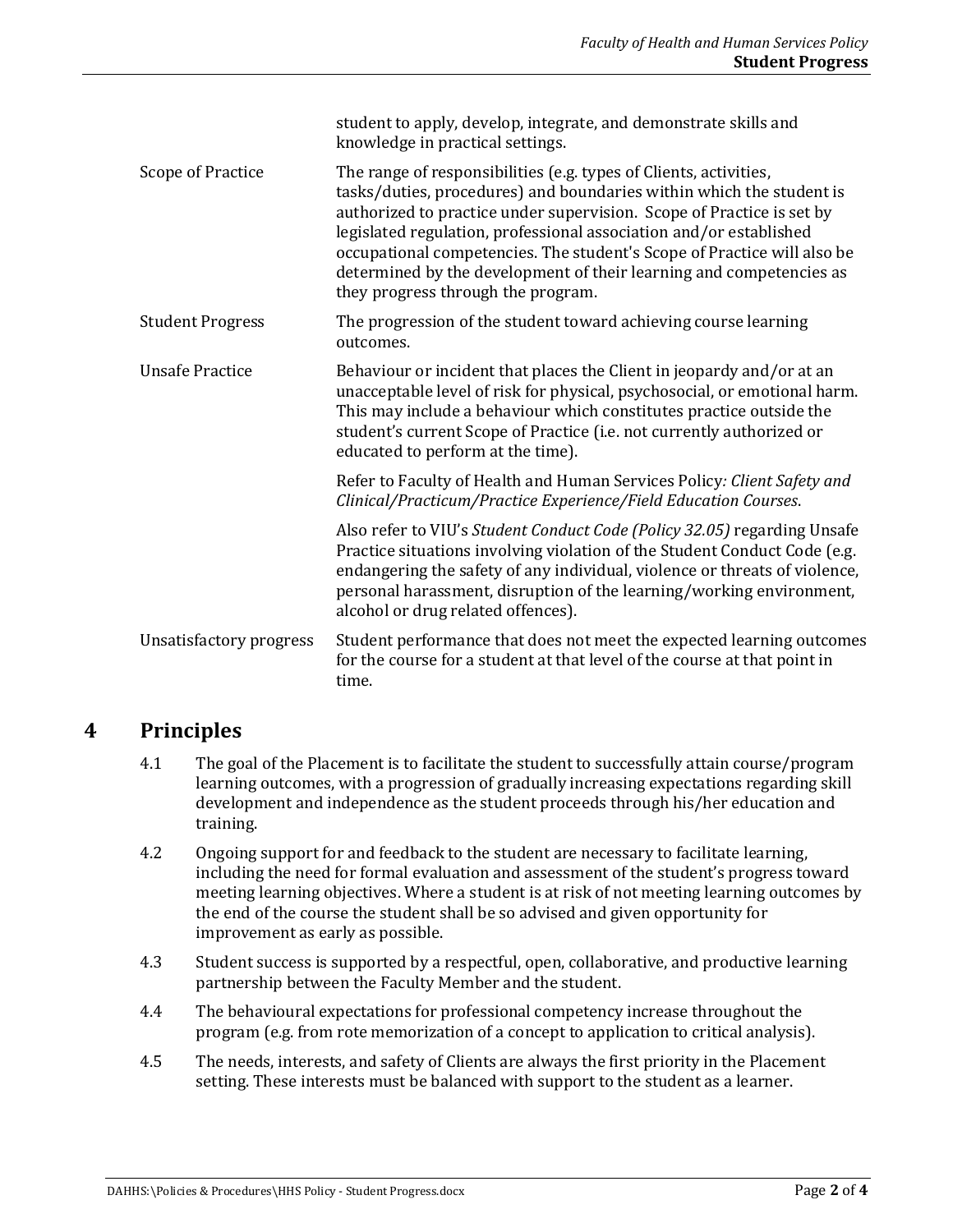| | |
|---|---|
| | student to apply, develop, integrate, and demonstrate skills and knowledge in practical settings. |
| Scope of Practice | The range of responsibilities (e.g. types of Clients, activities, tasks/duties, procedures) and boundaries within which the student is authorized to practice under supervision. Scope of Practice is set by legislated regulation, professional association and/or established occupational competencies. The student's Scope of Practice will also be determined by the development of their learning and competencies as they progress through the program. |
| Student Progress | The progression of the student toward achieving course learning outcomes. |
| Unsafe Practice | Behaviour or incident that places the Client in jeopardy and/or at an unacceptable level of risk for physical, psychosocial, or emotional harm. This may include a behaviour which constitutes practice outside the student's current Scope of Practice (i.e. not currently authorized or educated to perform at the time).<br><br>Refer to Faculty of Health and Human Services Policy*: Client Safety and Clinical/Practicum/Practice Experience/Field Education Courses*.<br><br>Also refer to VIU's *Student Conduct Code (Policy 32.05)* regarding Unsafe Practice situations involving violation of the Student Conduct Code (e.g. endangering the safety of any individual, violence or threats of violence, personal harassment, disruption of the learning/working environment, alcohol or drug related offences). |
| Unsatisfactory progress | Student performance that does not meet the expected learning outcomes for the course for a student at that level of the course at that point in time. |

## 4 Principles

4.1 The goal of the Placement is to facilitate the student to successfully attain course/program learning outcomes, with a progression of gradually increasing expectations regarding skill development and independence as the student proceeds through his/her education and training.

4.2 Ongoing support for and feedback to the student are necessary to facilitate learning, including the need for formal evaluation and assessment of the student's progress toward meeting learning objectives. Where a student is at risk of not meeting learning outcomes by the end of the course the student shall be so advised and given opportunity for improvement as early as possible.

4.3 Student success is supported by a respectful, open, collaborative, and productive learning partnership between the Faculty Member and the student.

4.4 The behavioural expectations for professional competency increase throughout the program (e.g. from rote memorization of a concept to application to critical analysis).

4.5 The needs, interests, and safety of Clients are always the first priority in the Placement setting. These interests must be balanced with support to the student as a learner.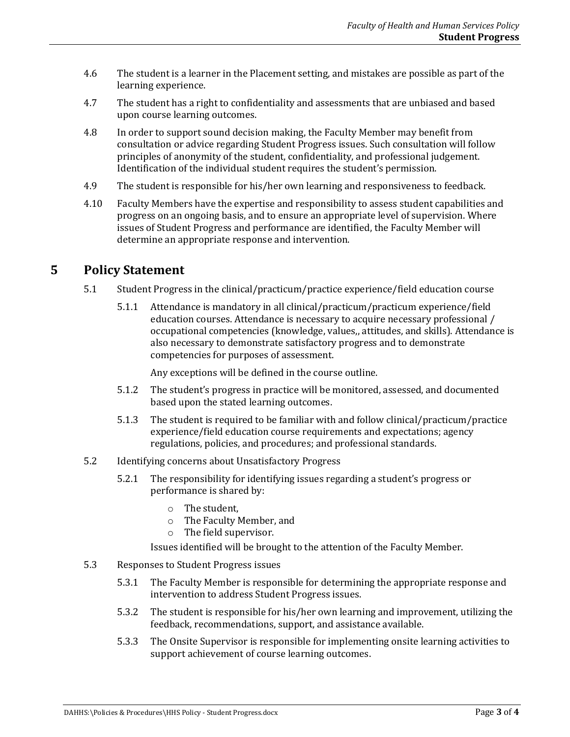4.6 The student is a learner in the Placement setting, and mistakes are possible as part of the learning experience.

4.7 The student has a right to confidentiality and assessments that are unbiased and based upon course learning outcomes.

4.8 In order to support sound decision making, the Faculty Member may benefit from consultation or advice regarding Student Progress issues. Such consultation will follow principles of anonymity of the student, confidentiality, and professional judgement. Identification of the individual student requires the student's permission.

4.9 The student is responsible for his/her own learning and responsiveness to feedback.

4.10 Faculty Members have the expertise and responsibility to assess student capabilities and progress on an ongoing basis, and to ensure an appropriate level of supervision. Where issues of Student Progress and performance are identified, the Faculty Member will determine an appropriate response and intervention.

# 5 Policy Statement

5.1 Student Progress in the clinical/practicum/practice experience/field education course

5.1.1 Attendance is mandatory in all clinical/practicum/practicum experience/field education courses. Attendance is necessary to acquire necessary professional / occupational competencies (knowledge, values,, attitudes, and skills). Attendance is also necessary to demonstrate satisfactory progress and to demonstrate competencies for purposes of assessment.

Any exceptions will be defined in the course outline.

5.1.2 The student's progress in practice will be monitored, assessed, and documented based upon the stated learning outcomes.

5.1.3 The student is required to be familiar with and follow clinical/practicum/practice experience/field education course requirements and expectations; agency regulations, policies, and procedures; and professional standards.

5.2 Identifying concerns about Unsatisfactory Progress

5.2.1 The responsibility for identifying issues regarding a student's progress or performance is shared by:

- The student,
- The Faculty Member, and
- The field supervisor.

Issues identified will be brought to the attention of the Faculty Member.

5.3 Responses to Student Progress issues

5.3.1 The Faculty Member is responsible for determining the appropriate response and intervention to address Student Progress issues.

5.3.2 The student is responsible for his/her own learning and improvement, utilizing the feedback, recommendations, support, and assistance available.

5.3.3 The Onsite Supervisor is responsible for implementing onsite learning activities to support achievement of course learning outcomes.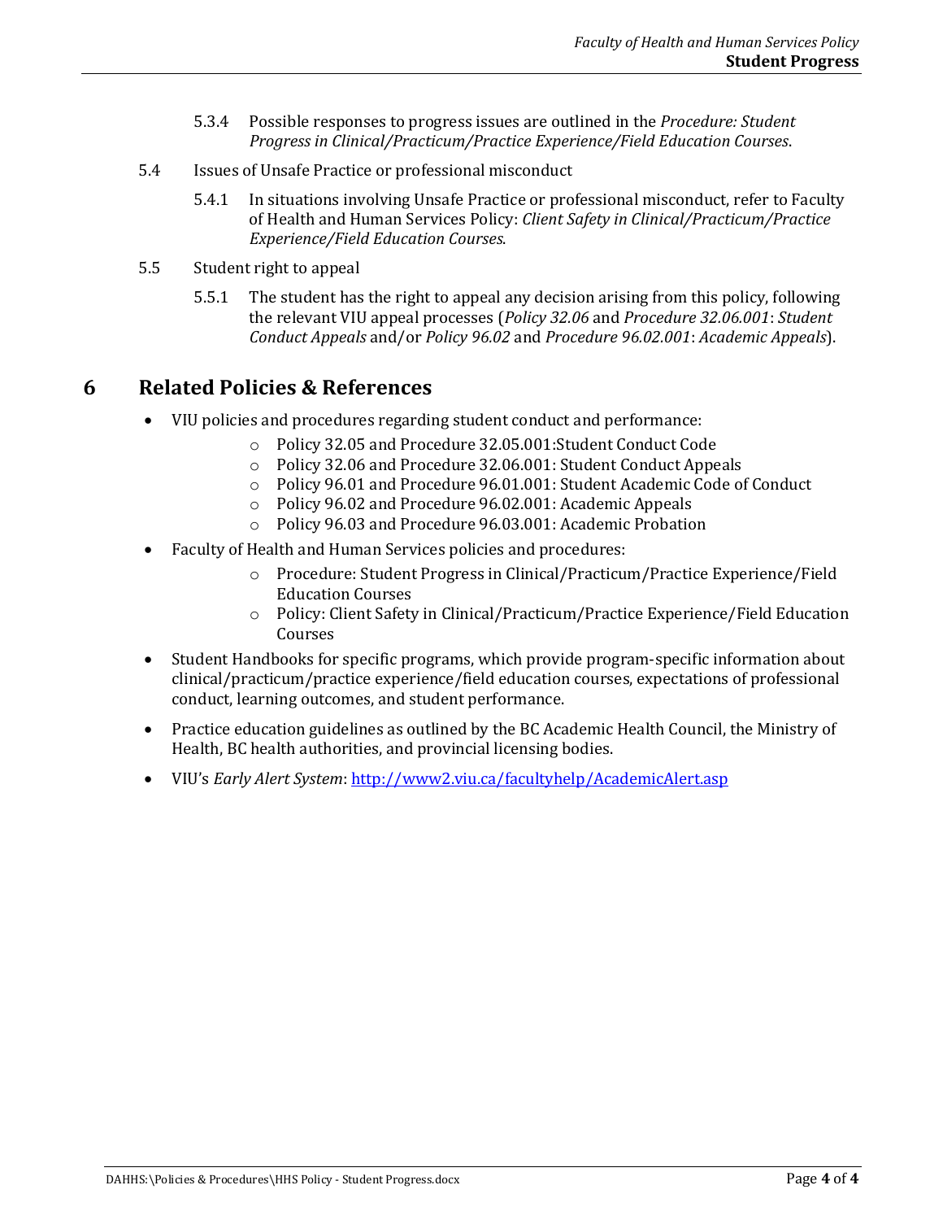5.3.4 Possible responses to progress issues are outlined in the *Procedure: Student Progress in Clinical/Practicum/Practice Experience/Field Education Courses*.

5.4 Issues of Unsafe Practice or professional misconduct

5.4.1 In situations involving Unsafe Practice or professional misconduct, refer to Faculty of Health and Human Services Policy: *Client Safety in Clinical/Practicum/Practice Experience/Field Education Courses*.

5.5 Student right to appeal

5.5.1 The student has the right to appeal any decision arising from this policy, following the relevant VIU appeal processes (*Policy 32.06* and *Procedure 32.06.001*: *Student Conduct Appeals* and/or *Policy 96.02* and *Procedure 96.02.001*: *Academic Appeals*).

# 6 Related Policies & References

- VIU policies and procedures regarding student conduct and performance:
  - Policy 32.05 and Procedure 32.05.001:Student Conduct Code
  - Policy 32.06 and Procedure 32.06.001: Student Conduct Appeals
  - Policy 96.01 and Procedure 96.01.001: Student Academic Code of Conduct
  - Policy 96.02 and Procedure 96.02.001: Academic Appeals
  - Policy 96.03 and Procedure 96.03.001: Academic Probation
- Faculty of Health and Human Services policies and procedures:
  - Procedure: Student Progress in Clinical/Practicum/Practice Experience/Field Education Courses
  - Policy: Client Safety in Clinical/Practicum/Practice Experience/Field Education Courses
- Student Handbooks for specific programs, which provide program-specific information about clinical/practicum/practice experience/field education courses, expectations of professional conduct, learning outcomes, and student performance.
- Practice education guidelines as outlined by the BC Academic Health Council, the Ministry of Health, BC health authorities, and provincial licensing bodies.
- VIU's *Early Alert System*: http://www2.viu.ca/facultyhelp/AcademicAlert.asp